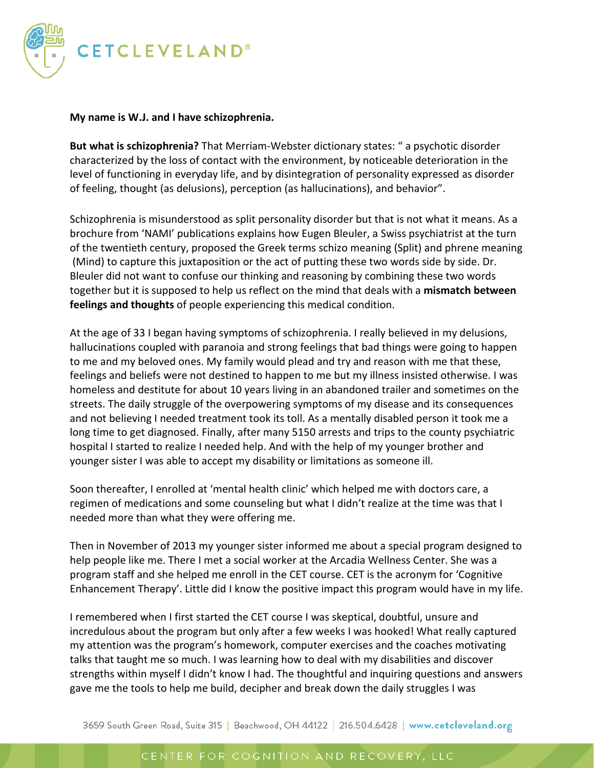**My name is W.J. and I have schizophrenia.**

**But what is schizophrenia?** That Merriam-Webster dictionary states: " a psychotic disorder characterized by the loss of contact with the environment, by noticeable deterioration in the level of functioning in everyday life, and by disintegration of personality expressed as disorder of feeling, thought (as delusions), perception (as hallucinations), and behavior".

Schizophrenia is misunderstood as split personality disorder but that is not what it means. As a brochure from 'NAMI' publications explains how Eugen Bleuler, a Swiss psychiatrist at the turn of the twentieth century, proposed the Greek terms schizo meaning (Split) and phrene meaning (Mind) to capture this juxtaposition or the act of putting these two words side by side. Dr. Bleuler did not want to confuse our thinking and reasoning by combining these two words together but it is supposed to help us reflect on the mind that deals with a **mismatch between feelings and thoughts** of people experiencing this medical condition.

At the age of 33 I began having symptoms of schizophrenia. I really believed in my delusions, hallucinations coupled with paranoia and strong feelings that bad things were going to happen to me and my beloved ones. My family would plead and try and reason with me that these, feelings and beliefs were not destined to happen to me but my illness insisted otherwise. I was homeless and destitute for about 10 years living in an abandoned trailer and sometimes on the streets. The daily struggle of the overpowering symptoms of my disease and its consequences and not believing I needed treatment took its toll. As a mentally disabled person it took me a long time to get diagnosed. Finally, after many 5150 arrests and trips to the county psychiatric hospital I started to realize I needed help. And with the help of my younger brother and younger sister I was able to accept my disability or limitations as someone ill.

Soon thereafter, I enrolled at 'mental health clinic' which helped me with doctors care, a regimen of medications and some counseling but what I didn't realize at the time was that I needed more than what they were offering me.

Then in November of 2013 my younger sister informed me about a special program designed to help people like me. There I met a social worker at the Arcadia Wellness Center. She was a program staff and she helped me enroll in the CET course. CET is the acronym for 'Cognitive Enhancement Therapy'. Little did I know the positive impact this program would have in my life.

I remembered when I first started the CET course I was skeptical, doubtful, unsure and incredulous about the program but only after a few weeks I was hooked! What really captured my attention was the program's homework, computer exercises and the coaches motivating talks that taught me so much. I was learning how to deal with my disabilities and discover strengths within myself I didn't know I had. The thoughtful and inquiring questions and answers gave me the tools to help me build, decipher and break down the daily struggles I was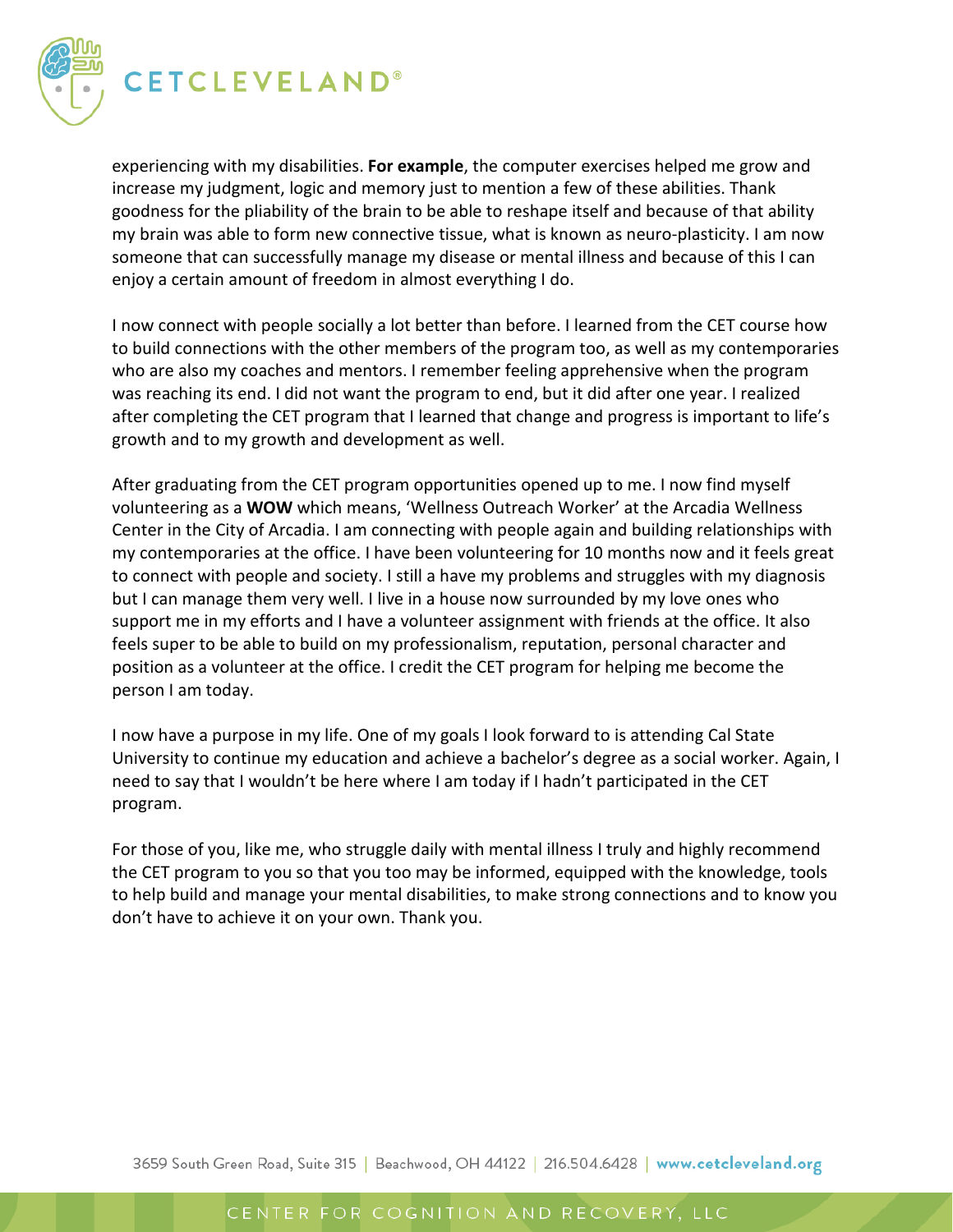experiencing with my disabilities. **For example**, the computer exercises helped me grow and increase my judgment, logic and memory just to mention a few of these abilities. Thank goodness for the pliability of the brain to be able to reshape itself and because of that ability my brain was able to form new connective tissue, what is known as neuro-plasticity. I am now someone that can successfully manage my disease or mental illness and because of this I can enjoy a certain amount of freedom in almost everything I do.

I now connect with people socially a lot better than before. I learned from the CET course how to build connections with the other members of the program too, as well as my contemporaries who are also my coaches and mentors. I remember feeling apprehensive when the program was reaching its end. I did not want the program to end, but it did after one year. I realized after completing the CET program that I learned that change and progress is important to life's growth and to my growth and development as well.

After graduating from the CET program opportunities opened up to me. I now find myself volunteering as a **WOW** which means, 'Wellness Outreach Worker' at the Arcadia Wellness Center in the City of Arcadia. I am connecting with people again and building relationships with my contemporaries at the office. I have been volunteering for 10 months now and it feels great to connect with people and society. I still a have my problems and struggles with my diagnosis but I can manage them very well. I live in a house now surrounded by my love ones who support me in my efforts and I have a volunteer assignment with friends at the office. It also feels super to be able to build on my professionalism, reputation, personal character and position as a volunteer at the office. I credit the CET program for helping me become the person I am today.

I now have a purpose in my life. One of my goals I look forward to is attending Cal State University to continue my education and achieve a bachelor's degree as a social worker. Again, I need to say that I wouldn't be here where I am today if I hadn't participated in the CET program.

For those of you, like me, who struggle daily with mental illness I truly and highly recommend the CET program to you so that you too may be informed, equipped with the knowledge, tools to help build and manage your mental disabilities, to make strong connections and to know you don't have to achieve it on your own. Thank you.